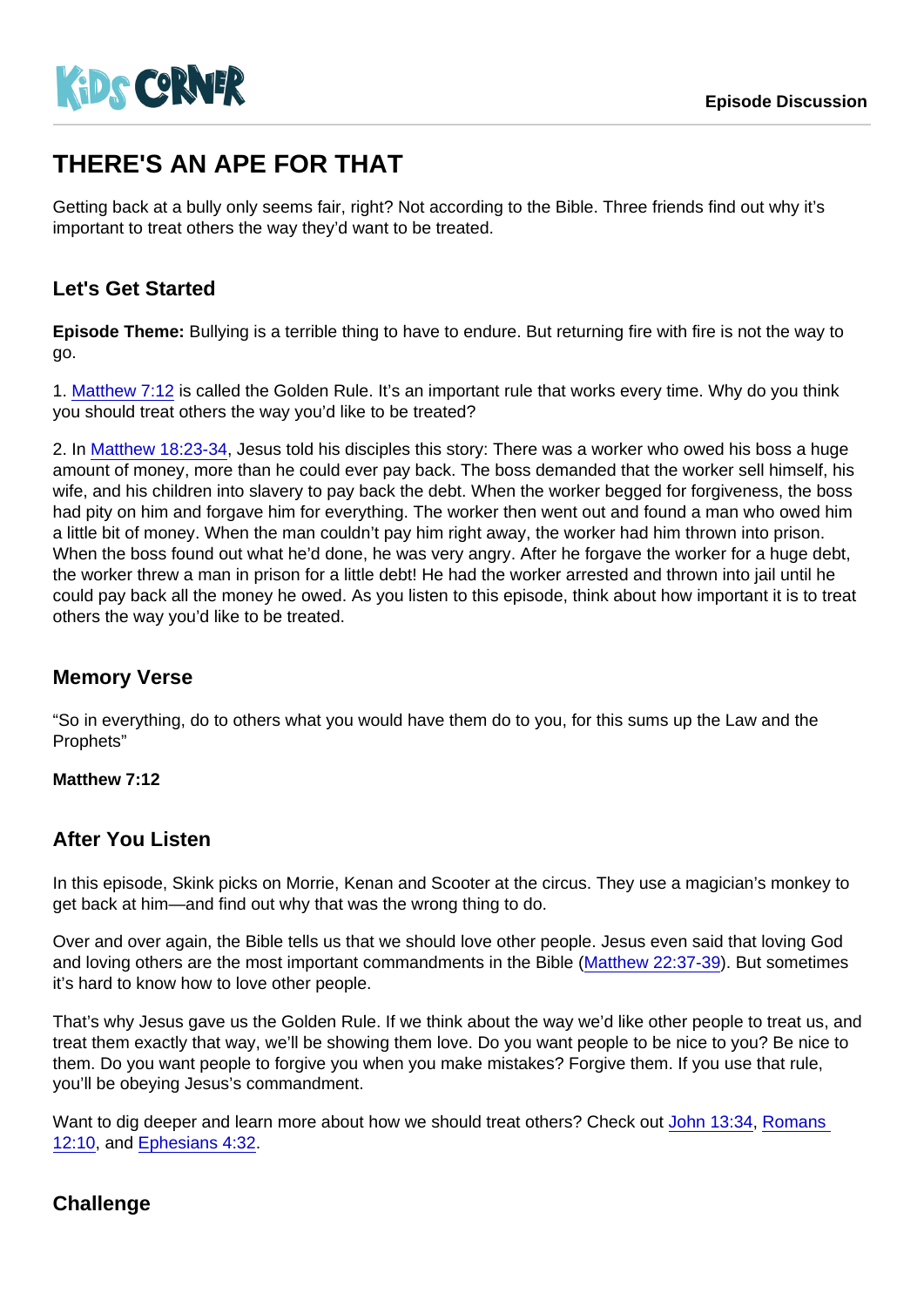KIDS CORNER

Episode Discussion

# THERE'S AN APE FOR THAT

Getting back at a bully only seems fair, right? Not according to the Bible. Three friends find out why it's important to treat others the way they'd want to be treated.

## Let's Get Started

**Episode Theme:** Bullying is a terrible thing to have to endure. But returning fire with fire is not the way to go.

1. Matthew 7:12 is called the Golden Rule. It's an important rule that works every time. Why do you think you should treat others the way you'd like to be treated?

2. In Matthew 18:23-34, Jesus told his disciples this story: There was a worker who owed his boss a huge amount of money, more than he could ever pay back. The boss demanded that the worker sell himself, his wife, and his children into slavery to pay back the debt. When the worker begged for forgiveness, the boss had pity on him and forgave him for everything. The worker then went out and found a man who owed him a little bit of money. When the man couldn't pay him right away, the worker had him thrown into prison. When the boss found out what he'd done, he was very angry. After he forgave the worker for a huge debt, the worker threw a man in prison for a little debt! He had the worker arrested and thrown into jail until he could pay back all the money he owed. As you listen to this episode, think about how important it is to treat others the way you'd like to be treated.

## Memory Verse

"So in everything, do to others what you would have them do to you, for this sums up the Law and the Prophets"

**Matthew 7:12**

## After You Listen

In this episode, Skink picks on Morrie, Kenan and Scooter at the circus. They use a magician's monkey to get back at him—and find out why that was the wrong thing to do.

Over and over again, the Bible tells us that we should love other people. Jesus even said that loving God and loving others are the most important commandments in the Bible (Matthew 22:37-39). But sometimes it's hard to know how to love other people.

That's why Jesus gave us the Golden Rule. If we think about the way we'd like other people to treat us, and treat them exactly that way, we'll be showing them love. Do you want people to be nice to you? Be nice to them. Do you want people to forgive you when you make mistakes? Forgive them. If you use that rule, you'll be obeying Jesus's commandment.

Want to dig deeper and learn more about how we should treat others? Check out John 13:34, Romans 12:10, and Ephesians 4:32.

## Challenge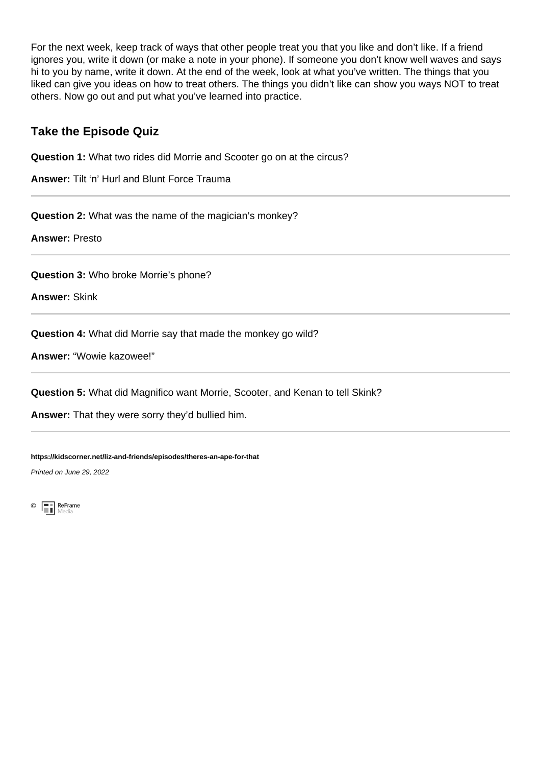For the next week, keep track of ways that other people treat you that you like and don't like. If a friend ignores you, write it down (or make a note in your phone). If someone you don't know well waves and says hi to you by name, write it down. At the end of the week, look at what you've written. The things that you liked can give you ideas on how to treat others. The things you didn't like can show you ways NOT to treat others. Now go out and put what you've learned into practice.

## Take the Episode Quiz

**Question 1:** What two rides did Morrie and Scooter go on at the circus?

**Answer:** Tilt 'n' Hurl and Blunt Force Trauma

---

**Question 2:** What was the name of the magician's monkey?

**Answer:** Presto

---

**Question 3:** Who broke Morrie's phone?

**Answer:** Skink

---

**Question 4:** What did Morrie say that made the monkey go wild?

**Answer:** "Wowie kazowee!"

---

**Question 5:** What did Magnifico want Morrie, Scooter, and Kenan to tell Skink?

**Answer:** That they were sorry they'd bullied him.

---

**https://kidscorner.net/liz-and-friends/episodes/theres-an-ape-for-that**

*Printed on June 29, 2022*

© ReFrame Media